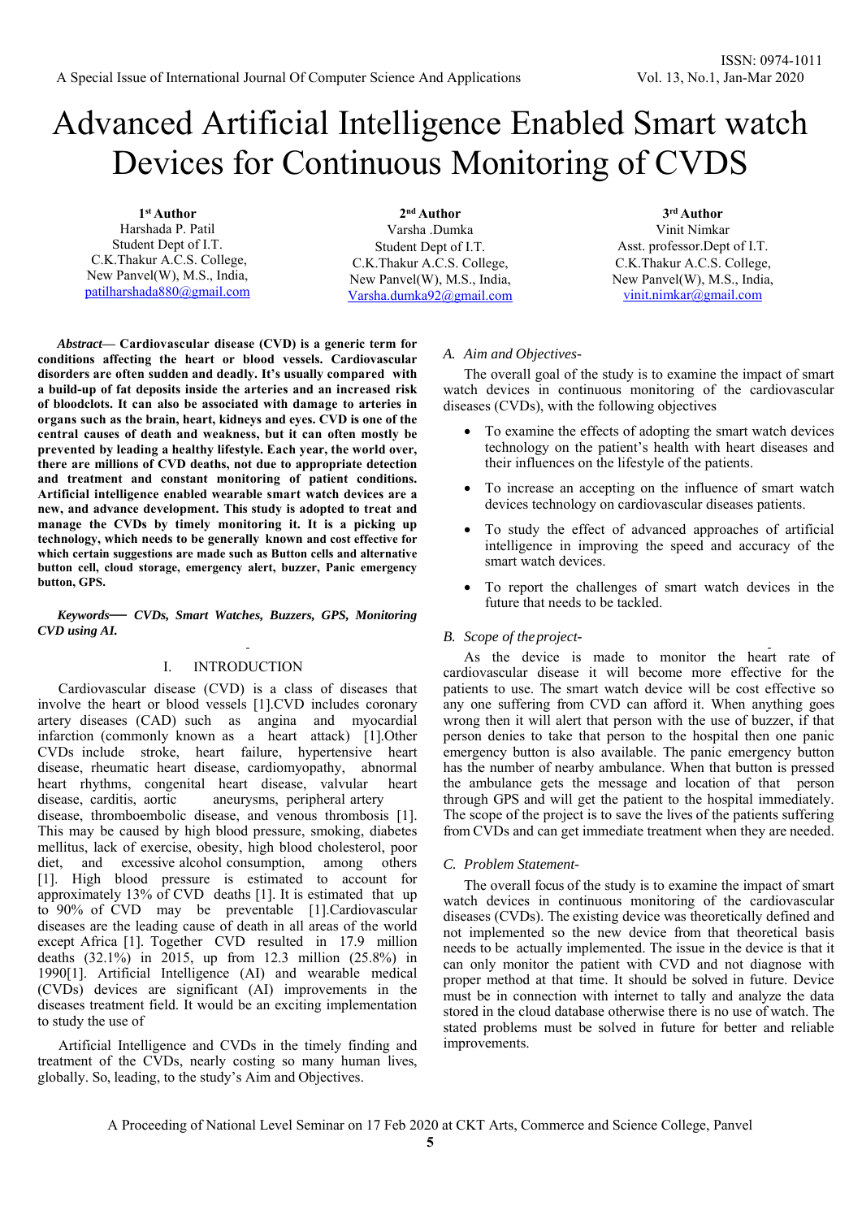# Advanced Artificial Intelligence Enabled Smart watch Devices for Continuous Monitoring of CVDS

**1st Author**
Harshada P. Patil
Student Dept of I.T.
C.K.Thakur A.C.S. College,
New Panvel(W), M.S., India,
patilharshada880@gmail.com

**2nd Author**
Varsha .Dumka
Student Dept of I.T.
C.K.Thakur A.C.S. College,
New Panvel(W), M.S., India,
Varsha.dumka92@gmail.com

**3rd Author**
Vinit Nimkar
Asst. professor.Dept of I.T.
C.K.Thakur A.C.S. College,
New Panvel(W), M.S., India,
vinit.nimkar@gmail.com

***Abstract*— Cardiovascular disease (CVD) is a generic term for conditions affecting the heart or blood vessels. Cardiovascular disorders are often sudden and deadly. It's usually compared with a build-up of fat deposits inside the arteries and an increased risk of bloodclots. It can also be associated with damage to arteries in organs such as the brain, heart, kidneys and eyes. CVD is one of the central causes of death and weakness, but it can often mostly be prevented by leading a healthy lifestyle. Each year, the world over, there are millions of CVD deaths, not due to appropriate detection and treatment and constant monitoring of patient conditions. Artificial intelligence enabled wearable smart watch devices are a new, and advance development. This study is adopted to treat and manage the CVDs by timely monitoring it. It is a picking up technology, which needs to be generally known and cost effective for which certain suggestions are made such as Button cells and alternative button cell, cloud storage, emergency alert, buzzer, Panic emergency button, GPS.**

***Keywords*— *CVDs, Smart Watches, Buzzers, GPS, Monitoring CVD using AI.***

## I. INTRODUCTION

Cardiovascular disease (CVD) is a class of diseases that involve the heart or blood vessels [1].CVD includes coronary artery diseases (CAD) such as angina and myocardial infarction (commonly known as a heart attack) [1].Other CVDs include stroke, heart failure, hypertensive heart disease, rheumatic heart disease, cardiomyopathy, abnormal heart rhythms, congenital heart disease, valvular heart disease, carditis, aortic aneurysms, peripheral artery disease, thromboembolic disease, and venous thrombosis [1]. This may be caused by high blood pressure, smoking, diabetes mellitus, lack of exercise, obesity, high blood cholesterol, poor diet, and excessive alcohol consumption, among others [1]. High blood pressure is estimated to account for approximately 13% of CVD deaths [1]. It is estimated that up to 90% of CVD may be preventable [1].Cardiovascular diseases are the leading cause of death in all areas of the world except Africa [1]. Together CVD resulted in 17.9 million deaths (32.1%) in 2015, up from 12.3 million (25.8%) in 1990[1]. Artificial Intelligence (AI) and wearable medical (CVDs) devices are significant (AI) improvements in the diseases treatment field. It would be an exciting implementation to study the use of

Artificial Intelligence and CVDs in the timely finding and treatment of the CVDs, nearly costing so many human lives, globally. So, leading, to the study's Aim and Objectives.

### *A. Aim and Objectives-*

The overall goal of the study is to examine the impact of smart watch devices in continuous monitoring of the cardiovascular diseases (CVDs), with the following objectives

- To examine the effects of adopting the smart watch devices technology on the patient's health with heart diseases and their influences on the lifestyle of the patients.
- To increase an accepting on the influence of smart watch devices technology on cardiovascular diseases patients.
- To study the effect of advanced approaches of artificial intelligence in improving the speed and accuracy of the smart watch devices.
- To report the challenges of smart watch devices in the future that needs to be tackled.

### *B. Scope of the project-*

As the device is made to monitor the heart rate of cardiovascular disease it will become more effective for the patients to use. The smart watch device will be cost effective so any one suffering from CVD can afford it. When anything goes wrong then it will alert that person with the use of buzzer, if that person denies to take that person to the hospital then one panic emergency button is also available. The panic emergency button has the number of nearby ambulance. When that button is pressed the ambulance gets the message and location of that person through GPS and will get the patient to the hospital immediately. The scope of the project is to save the lives of the patients suffering from CVDs and can get immediate treatment when they are needed.

### *C. Problem Statement-*

The overall focus of the study is to examine the impact of smart watch devices in continuous monitoring of the cardiovascular diseases (CVDs). The existing device was theoretically defined and not implemented so the new device from that theoretical basis needs to be actually implemented. The issue in the device is that it can only monitor the patient with CVD and not diagnose with proper method at that time. It should be solved in future. Device must be in connection with internet to tally and analyze the data stored in the cloud database otherwise there is no use of watch. The stated problems must be solved in future for better and reliable improvements.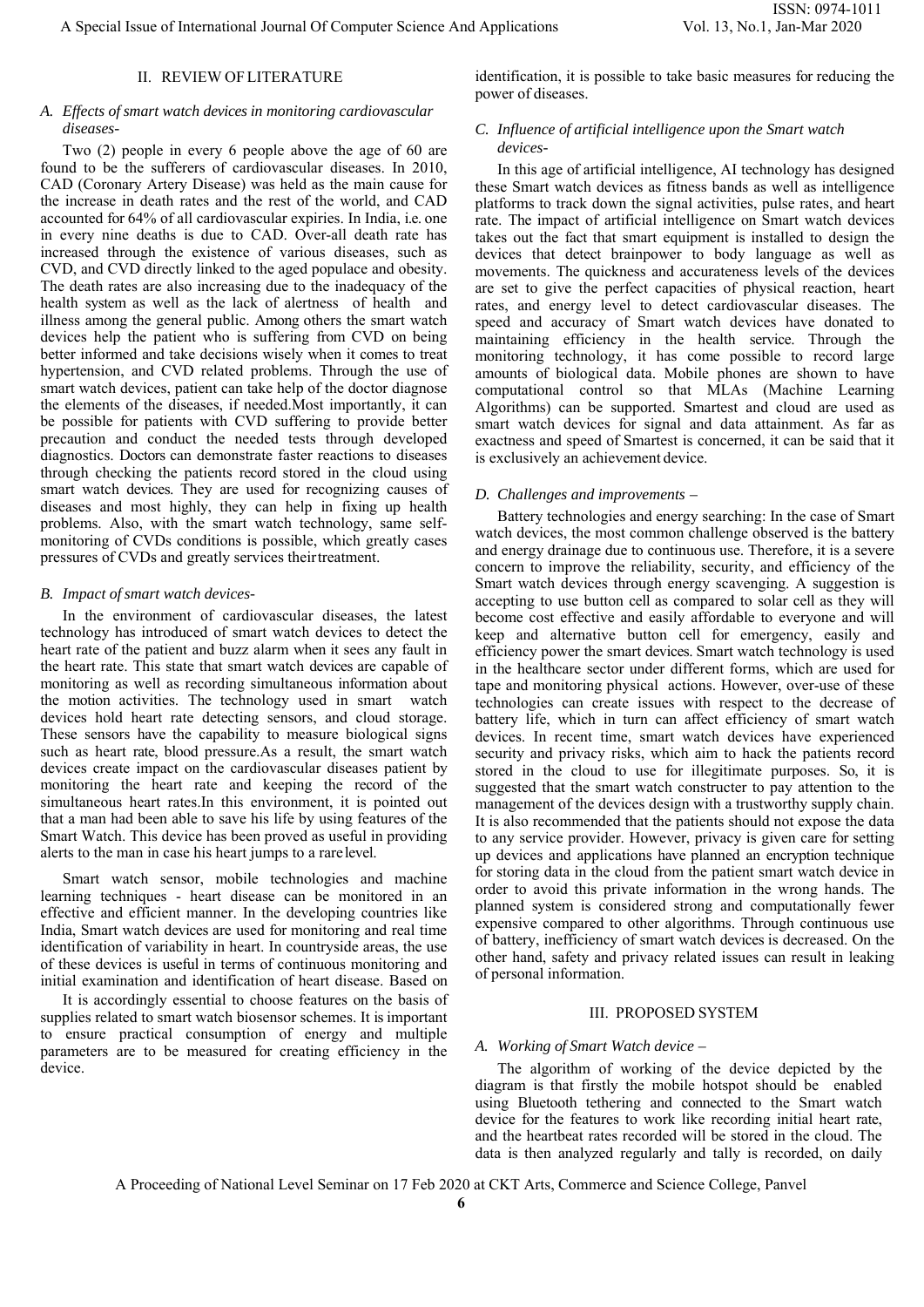## II. REVIEW OF LITERATURE

### *A. Effects of smart watch devices in monitoring cardiovascular diseases-*

Two (2) people in every 6 people above the age of 60 are found to be the sufferers of cardiovascular diseases. In 2010, CAD (Coronary Artery Disease) was held as the main cause for the increase in death rates and the rest of the world, and CAD accounted for 64% of all cardiovascular expiries. In India, i.e. one in every nine deaths is due to CAD. Over-all death rate has increased through the existence of various diseases, such as CVD, and CVD directly linked to the aged populace and obesity. The death rates are also increasing due to the inadequacy of the health system as well as the lack of alertness of health and illness among the general public. Among others the smart watch devices help the patient who is suffering from CVD on being better informed and take decisions wisely when it comes to treat hypertension, and CVD related problems. Through the use of smart watch devices, patient can take help of the doctor diagnose the elements of the diseases, if needed.Most importantly, it can be possible for patients with CVD suffering to provide better precaution and conduct the needed tests through developed diagnostics. Doctors can demonstrate faster reactions to diseases through checking the patients record stored in the cloud using smart watch devices. They are used for recognizing causes of diseases and most highly, they can help in fixing up health problems. Also, with the smart watch technology, same self-monitoring of CVDs conditions is possible, which greatly cases pressures of CVDs and greatly services theirtreatment.

### *B. Impact of smart watch devices-*

In the environment of cardiovascular diseases, the latest technology has introduced of smart watch devices to detect the heart rate of the patient and buzz alarm when it sees any fault in the heart rate. This state that smart watch devices are capable of monitoring as well as recording simultaneous information about the motion activities. The technology used in smart watch devices hold heart rate detecting sensors, and cloud storage. These sensors have the capability to measure biological signs such as heart rate, blood pressure.As a result, the smart watch devices create impact on the cardiovascular diseases patient by monitoring the heart rate and keeping the record of the simultaneous heart rates.In this environment, it is pointed out that a man had been able to save his life by using features of the Smart Watch. This device has been proved as useful in providing alerts to the man in case his heart jumps to a rarelevel.

Smart watch sensor, mobile technologies and machine learning techniques - heart disease can be monitored in an effective and efficient manner. In the developing countries like India, Smart watch devices are used for monitoring and real time identification of variability in heart. In countryside areas, the use of these devices is useful in terms of continuous monitoring and initial examination and identification of heart disease. Based on

It is accordingly essential to choose features on the basis of supplies related to smart watch biosensor schemes. It is important to ensure practical consumption of energy and multiple parameters are to be measured for creating efficiency in the device.

identification, it is possible to take basic measures for reducing the power of diseases.

### *C. Influence of artificial intelligence upon the Smart watch devices-*

In this age of artificial intelligence, AI technology has designed these Smart watch devices as fitness bands as well as intelligence platforms to track down the signal activities, pulse rates, and heart rate. The impact of artificial intelligence on Smart watch devices takes out the fact that smart equipment is installed to design the devices that detect brainpower to body language as well as movements. The quickness and accurateness levels of the devices are set to give the perfect capacities of physical reaction, heart rates, and energy level to detect cardiovascular diseases. The speed and accuracy of Smart watch devices have donated to maintaining efficiency in the health service. Through the monitoring technology, it has come possible to record large amounts of biological data. Mobile phones are shown to have computational control so that MLAs (Machine Learning Algorithms) can be supported. Smartest and cloud are used as smart watch devices for signal and data attainment. As far as exactness and speed of Smartest is concerned, it can be said that it is exclusively an achievement device.

### *D. Challenges and improvements –*

Battery technologies and energy searching: In the case of Smart watch devices, the most common challenge observed is the battery and energy drainage due to continuous use. Therefore, it is a severe concern to improve the reliability, security, and efficiency of the Smart watch devices through energy scavenging. A suggestion is accepting to use button cell as compared to solar cell as they will become cost effective and easily affordable to everyone and will keep and alternative button cell for emergency, easily and efficiency power the smart devices. Smart watch technology is used in the healthcare sector under different forms, which are used for tape and monitoring physical actions. However, over-use of these technologies can create issues with respect to the decrease of battery life, which in turn can affect efficiency of smart watch devices. In recent time, smart watch devices have experienced security and privacy risks, which aim to hack the patients record stored in the cloud to use for illegitimate purposes. So, it is suggested that the smart watch constructer to pay attention to the management of the devices design with a trustworthy supply chain. It is also recommended that the patients should not expose the data to any service provider. However, privacy is given care for setting up devices and applications have planned an encryption technique for storing data in the cloud from the patient smart watch device in order to avoid this private information in the wrong hands. The planned system is considered strong and computationally fewer expensive compared to other algorithms. Through continuous use of battery, inefficiency of smart watch devices is decreased. On the other hand, safety and privacy related issues can result in leaking of personal information.

## III. PROPOSED SYSTEM

### *A. Working of Smart Watch device –*

The algorithm of working of the device depicted by the diagram is that firstly the mobile hotspot should be enabled using Bluetooth tethering and connected to the Smart watch device for the features to work like recording initial heart rate, and the heartbeat rates recorded will be stored in the cloud. The data is then analyzed regularly and tally is recorded, on daily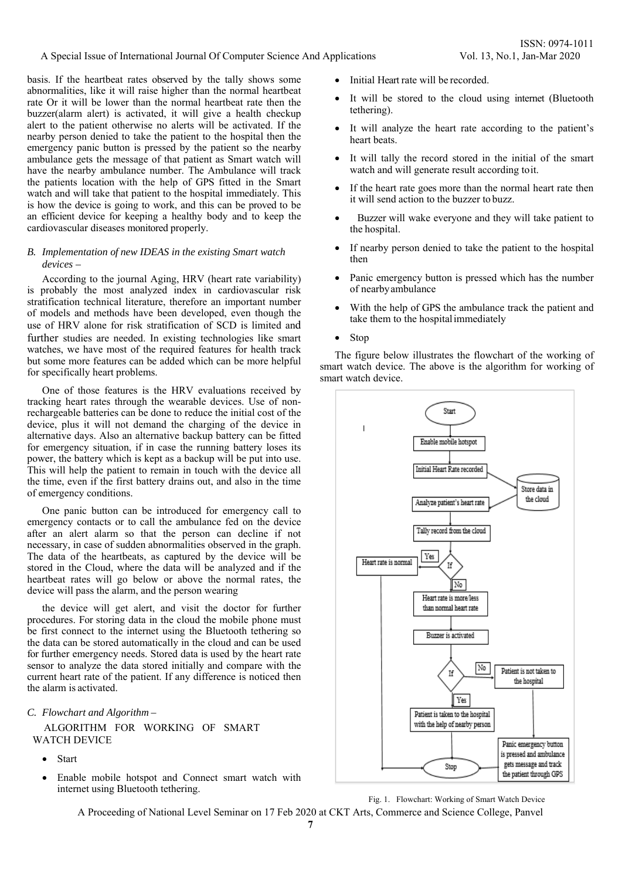basis. If the heartbeat rates observed by the tally shows some abnormalities, like it will raise higher than the normal heartbeat rate Or it will be lower than the normal heartbeat rate then the buzzer(alarm alert) is activated, it will give a health checkup alert to the patient otherwise no alerts will be activated. If the nearby person denied to take the patient to the hospital then the emergency panic button is pressed by the patient so the nearby ambulance gets the message of that patient as Smart watch will have the nearby ambulance number. The Ambulance will track the patients location with the help of GPS fitted in the Smart watch and will take that patient to the hospital immediately. This is how the device is going to work, and this can be proved to be an efficient device for keeping a healthy body and to keep the cardiovascular diseases monitored properly.

### *B. Implementation of new IDEAS in the existing Smart watch devices –*

According to the journal Aging, HRV (heart rate variability) is probably the most analyzed index in cardiovascular risk stratification technical literature, therefore an important number of models and methods have been developed, even though the use of HRV alone for risk stratification of SCD is limited and further studies are needed. In existing technologies like smart watches, we have most of the required features for health track but some more features can be added which can be more helpful for specifically heart problems.

One of those features is the HRV evaluations received by tracking heart rates through the wearable devices. Use of non-rechargeable batteries can be done to reduce the initial cost of the device, plus it will not demand the charging of the device in alternative days. Also an alternative backup battery can be fitted for emergency situation, if in case the running battery loses its power, the battery which is kept as a backup will be put into use. This will help the patient to remain in touch with the device all the time, even if the first battery drains out, and also in the time of emergency conditions.

One panic button can be introduced for emergency call to emergency contacts or to call the ambulance fed on the device after an alert alarm so that the person can decline if not necessary, in case of sudden abnormalities observed in the graph. The data of the heartbeats, as captured by the device will be stored in the Cloud, where the data will be analyzed and if the heartbeat rates will go below or above the normal rates, the device will pass the alarm, and the person wearing

the device will get alert, and visit the doctor for further procedures. For storing data in the cloud the mobile phone must be first connect to the internet using the Bluetooth tethering so the data can be stored automatically in the cloud and can be used for further emergency needs. Stored data is used by the heart rate sensor to analyze the data stored initially and compare with the current heart rate of the patient. If any difference is noticed then the alarm is activated.

### *C. Flowchart and Algorithm –*

ALGORITHM FOR WORKING OF SMART WATCH DEVICE

- Start
- Enable mobile hotspot and Connect smart watch with internet using Bluetooth tethering.
- Initial Heart rate will be recorded.
- It will be stored to the cloud using internet (Bluetooth tethering).
- It will analyze the heart rate according to the patient's heart beats.
- It will tally the record stored in the initial of the smart watch and will generate result according to it.
- If the heart rate goes more than the normal heart rate then it will send action to the buzzer to buzz.
- Buzzer will wake everyone and they will take patient to the hospital.
- If nearby person denied to take the patient to the hospital then
- Panic emergency button is pressed which has the number of nearby ambulance
- With the help of GPS the ambulance track the patient and take them to the hospital immediately
- Stop

The figure below illustrates the flowchart of the working of smart watch device. The above is the algorithm for working of smart watch device.

Fig. 1. Flowchart: Working of Smart Watch Device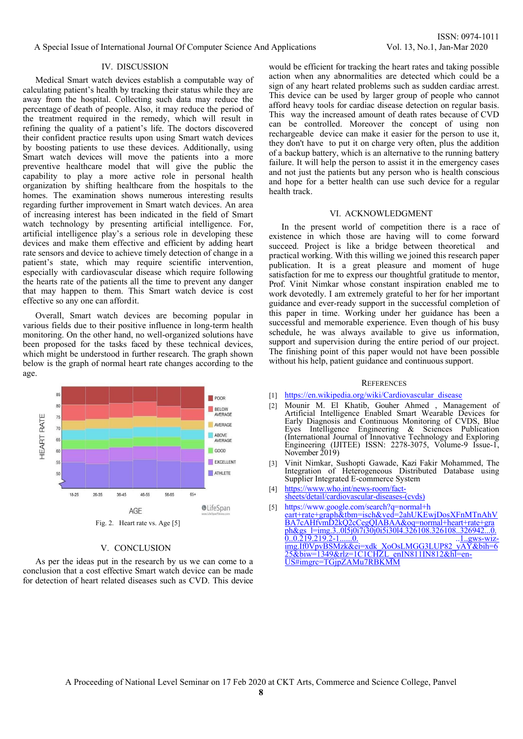## IV. DISCUSSION

Medical Smart watch devices establish a computable way of calculating patient's health by tracking their status while they are away from the hospital. Collecting such data may reduce the percentage of death of people. Also, it may reduce the period of the treatment required in the remedy, which will result in refining the quality of a patient's life. The doctors discovered their confident practice results upon using Smart watch devices by boosting patients to use these devices. Additionally, using Smart watch devices will move the patients into a more preventive healthcare model that will give the public the capability to play a more active role in personal health organization by shifting healthcare from the hospitals to the homes. The examination shows numerous interesting results regarding further improvement in Smart watch devices. An area of increasing interest has been indicated in the field of Smart watch technology by presenting artificial intelligence. For, artificial intelligence play's a serious role in developing these devices and make them effective and efficient by adding heart rate sensors and device to achieve timely detection of change in a patient's state, which may require scientific intervention, especially with cardiovascular disease which require following the hearts rate of the patients all the time to prevent any danger that may happen to them. This Smart watch device is cost effective so any one can afford it.

Overall, Smart watch devices are becoming popular in various fields due to their positive influence in long-term health monitoring. On the other hand, no well-organized solutions have been proposed for the tasks faced by these technical devices, which might be understood in further research. The graph shown below is the graph of normal heart rate changes according to the age.

HEART RATE
85
80
75
70
65
60
55
50
18-25
26-35
36-45
46-55
56-65
65+
AGE
POOR
BELOW AVERAGE
AVERAGE
ABOVE AVERAGE
GOOD
EXCELLENT
ATHLETE
LifeSpan

Fig. 2. Heart rate vs. Age [5]

## V. CONCLUSION

As per the ideas put in the research by us we can come to a conclusion that a cost effective Smart watch device can be made for detection of heart related diseases such as CVD. This device would be efficient for tracking the heart rates and taking possible action when any abnormalities are detected which could be a sign of any heart related problems such as sudden cardiac arrest. This device can be used by larger group of people who cannot afford heavy tools for cardiac disease detection on regular basis. This way the increased amount of death rates because of CVD can be controlled. Moreover the concept of using non rechargeable device can make it easier for the person to use it, they don't have to put it on charge very often, plus the addition of a backup battery, which is an alternative to the running battery failure. It will help the person to assist it in the emergency cases and not just the patients but any person who is health conscious and hope for a better health can use such device for a regular health track.

## VI. ACKNOWLEDGMENT

In the present world of competition there is a race of existence in which those are having will to come forward succeed. Project is like a bridge between theoretical and practical working. With this willing we joined this research paper publication. It is a great pleasure and moment of huge satisfaction for me to express our thoughtful gratitude to mentor, Prof. Vinit Nimkar whose constant inspiration enabled me to work devotedly. I am extremely grateful to her for her important guidance and ever-ready support in the successful completion of this paper in time. Working under her guidance has been a successful and memorable experience. Even though of his busy schedule, he was always available to give us information, support and supervision during the entire period of our project. The finishing point of this paper would not have been possible without his help, patient guidance and continuous support.

## REFERENCES

[1] https://en.wikipedia.org/wiki/Cardiovascular_disease

[2] Mounir M. El Khatib, Gouher Ahmed , Management of Artificial Intelligence Enabled Smart Wearable Devices for Early Diagnosis and Continuous Monitoring of CVDS, Blue Eyes Intelligence Engineering & Sciences Publication (International Journal of Innovative Technology and Exploring Engineering (IJITEE) ISSN: 2278-3075, Volume-9 Issue-1, November 2019)

[3] Vinit Nimkar, Sushopti Gawade, Kazi Fakir Mohammed, The Integration of Heterogeneous Distributed Database using Supplier Integrated E-commerce System

[4] https://www.who.int/news-room/fact-sheets/detail/cardiovascular-diseases-(cvds)

[5] https://www.google.com/search?q=normal+heart+rate+graph&tbm=isch&ved=2ahUKEwjDosXFnMTnAhVBA7cAHfvmD2kQ2cCegQIABAA&oq=normal+heart+rate+graph&gs_l=img.3..0l5j0i7i30j0i5i30l4.326108.326108..326942...0.0..0.219.219.2-1......0. ..1..gws-wiz-img.If0VpvBSMzk&ei=xdk_XoOsLMGG3LUP82_yAY&bih=625&biw=1349&rlz=1C1CHZL_enIN811IN812&hl=en-US#imgrc=TGjpZAMu7RBKMM